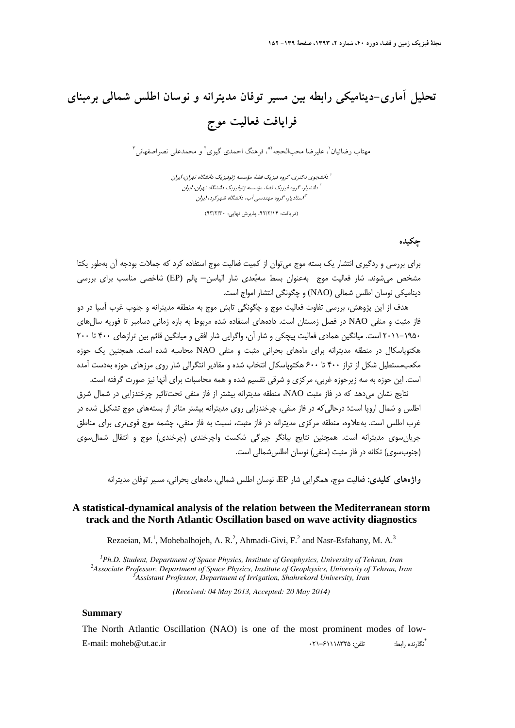# تحلیل آماری-دینامیکی رابطه بین مسیر توفان مدیترانه و نوسان اطلس شمالی برمبنای فرایافت فعالیت موج

مهتاب رضائیان[1]، علیرضا محب‌الحجه[2*]، فرهنگ احمدی گیوی[2] و محمدعلی نصراصفهانی[3]

[1] دانشجوی دکتری، گروه فیزیک فضا، مؤسسه ژئوفیزیک دانشگاه تهران، ایران
[2] دانشیار، گروه فیزیک فضا، مؤسسه ژئوفیزیک دانشگاه تهران، ایران
[3] استادیار، گروه مهندسی آب، دانشگاه شهرکرد، ایران

(دریافت: ۹۲/۲/۱۴، پذیرش نهایی: ۹۳/۲/۳۰)

## چکیده

برای بررسی و ردگیری انتشار یک بسته موج می‌توان از کمیت فعالیت موج استفاده کرد که جملات بودجه آن به‌طور یکتا مشخص می‌شوند. شار فعالیت موج به‌عنوان بسط سه‌بُعدی شار الیاسن– پالم (EP) شاخصی مناسب برای بررسی دینامیکی نوسان اطلس شمالی (NAO) و چگونگی انتشار امواج است.

هدف از این پژوهش، بررسی تفاوت فعالیت موج و چگونگی تابش موج به منطقه مدیترانه و جنوب غرب آسیا در دو فاز مثبت و منفی NAO در فصل زمستان است. داده‌های استفاده شده مربوط به بازه زمانی دسامبر تا فوریه سال‌های ۱۹۵۰–۲۰۱۱ است. میانگین همادی فعالیت پیچکی و شار آن، واگرایی شار افقی و میانگین قائم بین ترازهای ۴۰۰ تا ۲۰۰ هکتوپاسکال در منطقه مدیترانه برای ماه‌های بحرانی مثبت و منفی NAO محاسبه شده است. همچنین یک حوزه مکعب‌مستطیل شکل از تراز ۴۰۰ تا ۶۰۰ هکتوپاسکال انتخاب شده و مقادیر انتگرالی شار روی مرزهای حوزه به‌دست آمده است. این حوزه به سه زیرحوزه غربی، مرکزی و شرقی تقسیم شده و همه محاسبات برای آنها نیز صورت گرفته است.

نتایج نشان می‌دهد که در فاز مثبت NAO، منطقه مدیترانه بیشتر از فاز منفی تحت‌تاثیر چرخندزایی در شمال شرق اطلس و شمال اروپا است؛ درحالی‌که در فاز منفی، چرخندزایی روی مدیترانه بیشتر متاثر از بسته‌های موج تشکیل شده در غرب اطلس است. به‌علاوه، منطقه مرکزی مدیترانه در فاز مثبت، نسبت به فاز منفی، چشمه موج قوی‌تری برای مناطق جریان‌سوی مدیترانه است. همچنین نتایج بیانگر چیرگی شکست واچرخندی (چرخندی) موج و انتقال شمال‌سوی (جنوب‌سوی) تکانه در فاز مثبت (منفی) نوسان اطلس‌شمالی است.

**واژه‌های کلیدی:** فعالیت موج، همگرایی شار EP، نوسان اطلس شمالی، ماه‌های بحرانی، مسیر توفان مدیترانه

## A statistical-dynamical analysis of the relation between the Mediterranean storm track and the North Atlantic Oscillation based on wave activity diagnostics

Rezaeian, M.[1], Mohebalhojeh, A. R.[2], Ahmadi-Givi, F.[2] and Nasr-Esfahany, M. A.[3]

*[1]Ph.D. Student, Department of Space Physics, Institute of Geophysics, University of Tehran, Iran*
*[2]Associate Professor, Department of Space Physics, Institute of Geophysics, University of Tehran, Iran*
*[3]Assistant Professor, Department of Irrigation, Shahrekord University, Iran*

*(Received: 04 May 2013, Accepted: 20 May 2014)*

### Summary

The North Atlantic Oscillation (NAO) is one of the most prominent modes of low-

---

* نگارنده رابط: تلفن: ۰۲۱-۶۱۱۱۸۳۲۵ E-mail: moheb@ut.ac.ir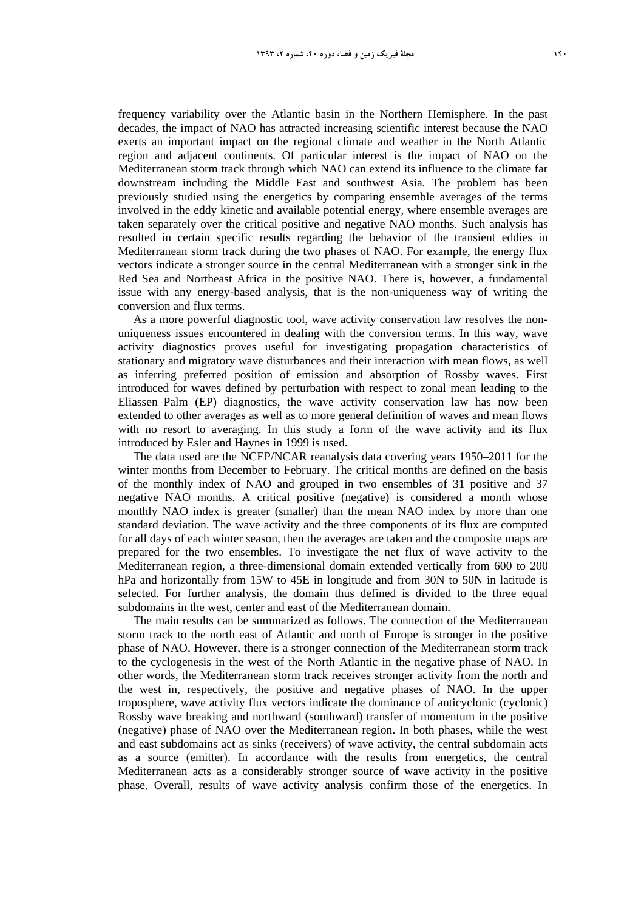frequency variability over the Atlantic basin in the Northern Hemisphere. In the past decades, the impact of NAO has attracted increasing scientific interest because the NAO exerts an important impact on the regional climate and weather in the North Atlantic region and adjacent continents. Of particular interest is the impact of NAO on the Mediterranean storm track through which NAO can extend its influence to the climate far downstream including the Middle East and southwest Asia. The problem has been previously studied using the energetics by comparing ensemble averages of the terms involved in the eddy kinetic and available potential energy, where ensemble averages are taken separately over the critical positive and negative NAO months. Such analysis has resulted in certain specific results regarding the behavior of the transient eddies in Mediterranean storm track during the two phases of NAO. For example, the energy flux vectors indicate a stronger source in the central Mediterranean with a stronger sink in the Red Sea and Northeast Africa in the positive NAO. There is, however, a fundamental issue with any energy-based analysis, that is the non-uniqueness way of writing the conversion and flux terms.

As a more powerful diagnostic tool, wave activity conservation law resolves the non-uniqueness issues encountered in dealing with the conversion terms. In this way, wave activity diagnostics proves useful for investigating propagation characteristics of stationary and migratory wave disturbances and their interaction with mean flows, as well as inferring preferred position of emission and absorption of Rossby waves. First introduced for waves defined by perturbation with respect to zonal mean leading to the Eliassen–Palm (EP) diagnostics, the wave activity conservation law has now been extended to other averages as well as to more general definition of waves and mean flows with no resort to averaging. In this study a form of the wave activity and its flux introduced by Esler and Haynes in 1999 is used.

The data used are the NCEP/NCAR reanalysis data covering years 1950–2011 for the winter months from December to February. The critical months are defined on the basis of the monthly index of NAO and grouped in two ensembles of 31 positive and 37 negative NAO months. A critical positive (negative) is considered a month whose monthly NAO index is greater (smaller) than the mean NAO index by more than one standard deviation. The wave activity and the three components of its flux are computed for all days of each winter season, then the averages are taken and the composite maps are prepared for the two ensembles. To investigate the net flux of wave activity to the Mediterranean region, a three-dimensional domain extended vertically from 600 to 200 hPa and horizontally from 15W to 45E in longitude and from 30N to 50N in latitude is selected. For further analysis, the domain thus defined is divided to the three equal subdomains in the west, center and east of the Mediterranean domain.

The main results can be summarized as follows. The connection of the Mediterranean storm track to the north east of Atlantic and north of Europe is stronger in the positive phase of NAO. However, there is a stronger connection of the Mediterranean storm track to the cyclogenesis in the west of the North Atlantic in the negative phase of NAO. In other words, the Mediterranean storm track receives stronger activity from the north and the west in, respectively, the positive and negative phases of NAO. In the upper troposphere, wave activity flux vectors indicate the dominance of anticyclonic (cyclonic) Rossby wave breaking and northward (southward) transfer of momentum in the positive (negative) phase of NAO over the Mediterranean region. In both phases, while the west and east subdomains act as sinks (receivers) of wave activity, the central subdomain acts as a source (emitter). In accordance with the results from energetics, the central Mediterranean acts as a considerably stronger source of wave activity in the positive phase. Overall, results of wave activity analysis confirm those of the energetics. In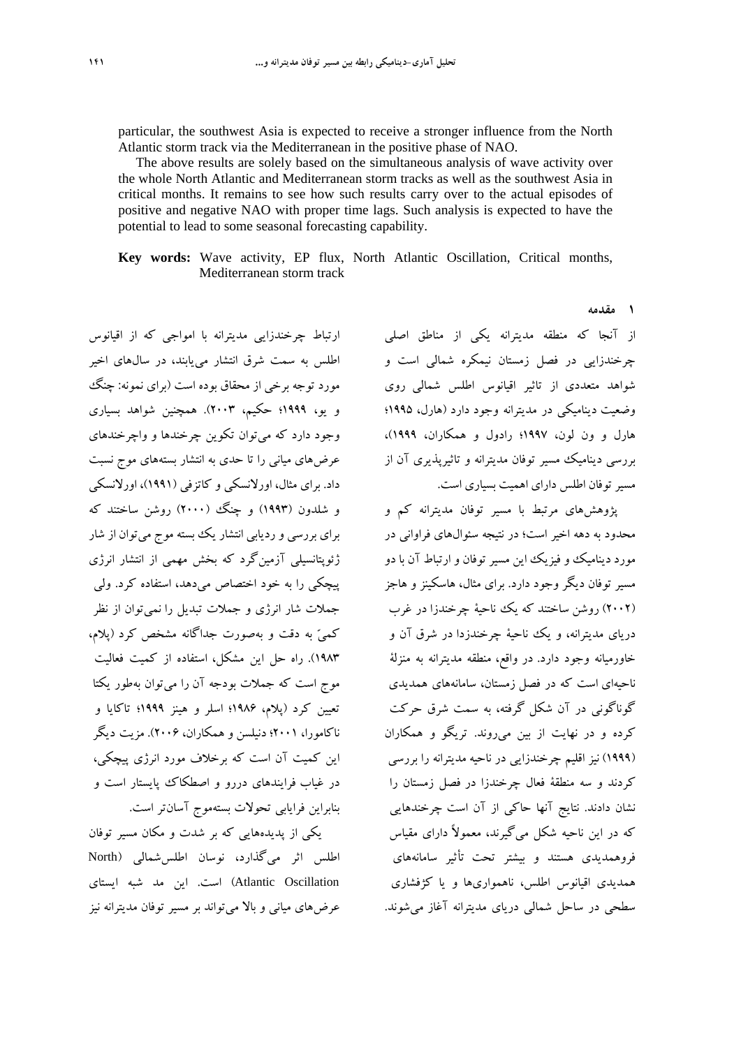particular, the southwest Asia is expected to receive a stronger influence from the North Atlantic storm track via the Mediterranean in the positive phase of NAO.

The above results are solely based on the simultaneous analysis of wave activity over the whole North Atlantic and Mediterranean storm tracks as well as the southwest Asia in critical months. It remains to see how such results carry over to the actual episodes of positive and negative NAO with proper time lags. Such analysis is expected to have the potential to lead to some seasonal forecasting capability.

**Key words:** Wave activity, EP flux, North Atlantic Oscillation, Critical months, Mediterranean storm track

## ۱ مقدمه

از آنجا که منطقه مدیترانه یکی از مناطق اصلی چرخندزایی در فصل زمستان نیمکره شمالی است و شواهد متعددی از تاثیر اقیانوس اطلس شمالی روی وضعیت دینامیکی در مدیترانه وجود دارد (هارل، ۱۹۹۵؛ هارل و ون لون، ۱۹۹۷؛ رادول و همکاران، ۱۹۹۹)، بررسی دینامیک مسیر توفان مدیترانه و تاثیرپذیری آن از مسیر توفان اطلس دارای اهمیت بسیاری است.

پژوهش‌های مرتبط با مسیر توفان مدیترانه کم و محدود به دهه اخیر است؛ در نتیجه سئوال‌های فراوانی در مورد دینامیک و فیزیک این مسیر توفان و ارتباط آن با دو مسیر توفان دیگر وجود دارد. برای مثال، هاسکینز و هاجز (۲۰۰۲) روشن ساختند که یک ناحیهٔ چرخندزا در غرب دریای مدیترانه، و یک ناحیهٔ چرخندزدا در شرق آن و خاورمیانه وجود دارد. در واقع، منطقه مدیترانه به منزلهٔ ناحیه‌ای است که در فصل زمستان، سامانه‌های همدیدی گوناگونی در آن شکل گرفته، به سمت شرق حرکت کرده و در نهایت از بین می‌روند. تریگو و همکاران (۱۹۹۹) نیز اقلیم چرخندزایی در ناحیه مدیترانه را بررسی کردند و سه منطقهٔ فعال چرخندزا در فصل زمستان را نشان دادند. نتایج آنها حاکی از آن است چرخندهایی که در این ناحیه شکل می‌گیرند، معمولاً دارای مقیاس فروهمدیدی هستند و بیشتر تحت تأثیر سامانه‌های همدیدی اقیانوس اطلس، ناهمواری‌ها و یا کژفشاری سطحی در ساحل شمالی دریای مدیترانه آغاز می‌شوند.

ارتباط چرخندزایی مدیترانه با امواجی که از اقیانوس اطلس به سمت شرق انتشار می‌یابند، در سال‌های اخیر مورد توجه برخی از محققان بوده است (برای نمونه: چنگ و یو، ۱۹۹۹؛ حکیم، ۲۰۰۳). همچنین شواهد بسیاری وجود دارد که می‌توان تکوین چرخندها و واچرخندهای عرض‌های میانی را تا حدی به انتشار بسته‌های موج نسبت داد. برای مثال، اورلانسکی و کاتزفی (۱۹۹۱)، اورلانسکی و شلدون (۱۹۹۳) و چنگ (۲۰۰۰) روشن ساختند که برای بررسی و ردیابی انتشار یک بسته موج می‌توان از شار ژئوپتانسیلی آزمین‌گرد که بخش مهمی از انتشار انرژی پیچکی را به خود اختصاص می‌دهد، استفاده کرد. ولی جملات شار انرژی و جملات تبدیل را نمی‌توان از نظر کمیّ به دقت و به‌صورت جداگانه مشخص کرد (پلام، ۱۹۸۳). راه حل این مشکل، استفاده از کمیت فعالیت موج است که جملات بودجه آن را می‌توان به‌طور یکتا تعیین کرد (پلام، ۱۹۸۶؛ اسلر و هینز ۱۹۹۹؛ تاکایا و ناکامورا، ۲۰۰۱؛ دنیلسن و همکاران، ۲۰۰۶). مزیت دیگر این کمیت آن است که برخلاف مورد انرژی پیچکی، در غیاب فرایندهای دررو و اصطکاک پایستار است و بنابراین فرایابی تحولات بسته‌موج آسان‌تر است.

یکی از پدیده‌هایی که بر شدت و مکان مسیر توفان اطلس اثر می‌گذارد، نوسان اطلس‌شمالی (North Atlantic Oscillation) است. این مد شبه ایستای عرض‌های میانی و بالا می‌تواند بر مسیر توفان مدیترانه نیز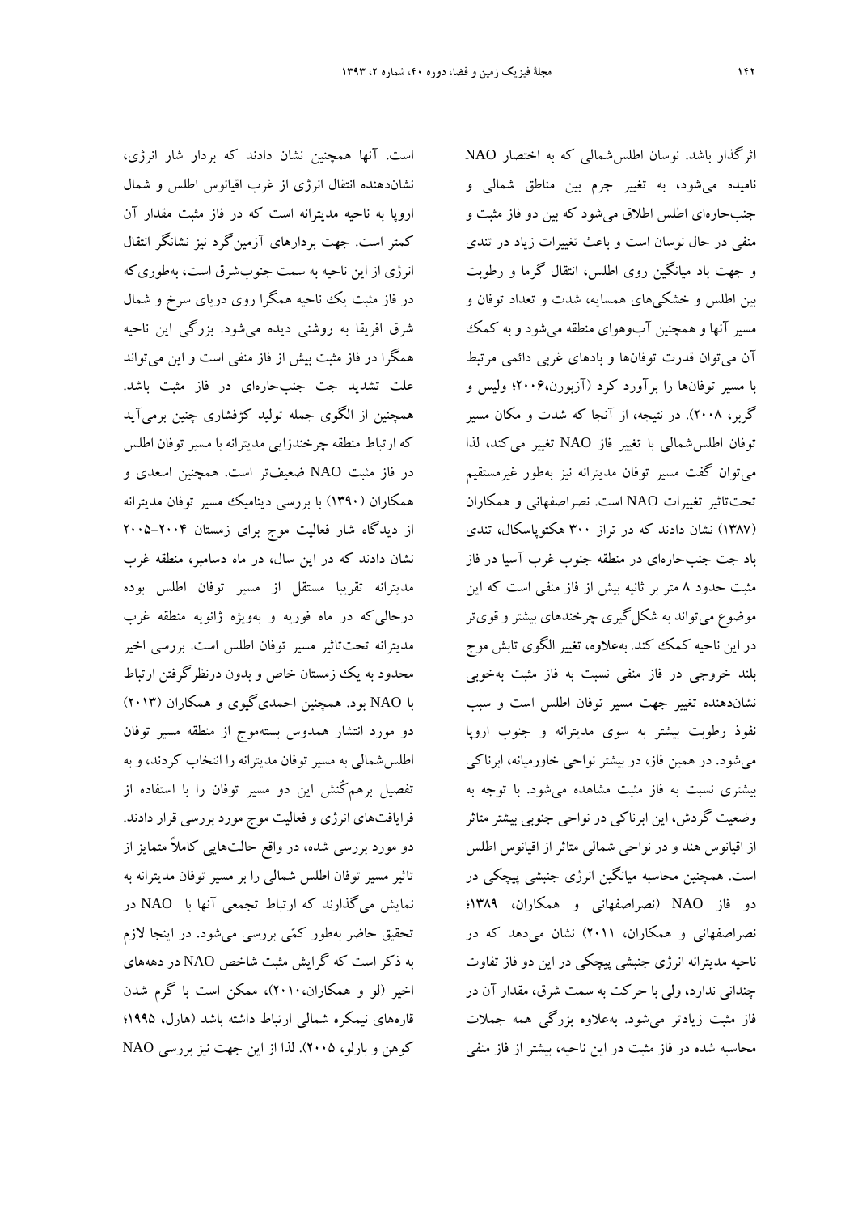اثرگذار باشد. نوسان اطلس‌شمالی که به اختصار NAO نامیده می‌شود، به تغییر جرم بین مناطق شمالی و جنب‌حاره‌ای اطلس اطلاق می‌شود که بین دو فاز مثبت و منفی در حال نوسان است و باعث تغییرات زیاد در تندی و جهت باد میانگین روی اطلس، انتقال گرما و رطوبت بین اطلس و خشکی‌های همسایه، شدت و تعداد توفان و مسیر آنها و همچنین آب‌وهوای منطقه می‌شود و به کمک آن می‌توان قدرت توفان‌ها و بادهای غربی دائمی مرتبط با مسیر توفان‌ها را برآورد کرد (آزبورن،۲۰۰۶؛ ولیس و گربر، ۲۰۰۸). در نتیجه، از آنجا که شدت و مکان مسیر توفان اطلس‌شمالی با تغییر فاز NAO تغییر می‌کند، لذا می‌توان گفت مسیر توفان مدیترانه نیز به‌طور غیرمستقیم تحت‌تاثیر تغییرات NAO است. نصراصفهانی و همکاران (۱۳۸۷) نشان دادند که در تراز ۳۰۰ هکتوپاسکال، تندی باد جت جنب‌حاره‌ای در منطقه جنوب غرب آسیا در فاز مثبت حدود ۸ متر بر ثانیه بیش از فاز منفی است که این موضوع می‌تواند به شکل‌گیری چرخندهای بیشتر و قوی‌تر در این ناحیه کمک کند. به‌علاوه، تغییر الگوی تابش موج بلند خروجی در فاز منفی نسبت به فاز مثبت به‌خوبی نشان‌دهنده تغییر جهت مسیر توفان اطلس است و سبب نفوذ رطوبت بیشتر به سوی مدیترانه و جنوب اروپا می‌شود. در همین فاز، در بیشتر نواحی خاورمیانه، ابرناکی بیشتری نسبت به فاز مثبت مشاهده می‌شود. با توجه به وضعیت گردش، این ابرناکی در نواحی جنوبی بیشتر متاثر از اقیانوس هند و در نواحی شمالی متاثر از اقیانوس اطلس است. همچنین محاسبه میانگین انرژی جنبشی پیچکی در دو فاز NAO (نصراصفهانی و همکاران، ۱۳۸۹؛ نصراصفهانی و همکاران، ۲۰۱۱) نشان می‌دهد که در ناحیه مدیترانه انرژی جنبشی پیچکی در این دو فاز تفاوت چندانی ندارد، ولی با حرکت به سمت شرق، مقدار آن در فاز مثبت زیادتر می‌شود. به‌علاوه بزرگی همه جملات محاسبه شده در فاز مثبت در این ناحیه، بیشتر از فاز منفی است. آنها همچنین نشان دادند که بردار شار انرژی، نشان‌دهنده انتقال انرژی از غرب اقیانوس اطلس و شمال اروپا به ناحیه مدیترانه است که در فاز مثبت مقدار آن کمتر است. جهت بردارهای آزمین‌گرد نیز نشانگر انتقال انرژی از این ناحیه به سمت جنوب‌شرق است، به‌طوری‌که در فاز مثبت یک ناحیه همگرا روی دریای سرخ و شمال شرق افریقا به روشنی دیده می‌شود. بزرگی این ناحیه همگرا در فاز مثبت بیش از فاز منفی است و این می‌تواند علت تشدید جت جنب‌حاره‌ای در فاز مثبت باشد. همچنین از الگوی جمله تولید کژفشاری چنین برمی‌آید که ارتباط منطقه چرخندزایی مدیترانه با مسیر توفان اطلس در فاز مثبت NAO ضعیف‌تر است. همچنین اسعدی و همکاران (۱۳۹۰) با بررسی دینامیک مسیر توفان مدیترانه از دیدگاه شار فعالیت موج برای زمستان ۲۰۰۴–۲۰۰۵ نشان دادند که در این سال، در ماه دسامبر، منطقه غرب مدیترانه تقریبا مستقل از مسیر توفان اطلس بوده درحالی‌که در ماه فوریه و به‌ویژه ژانویه منطقه غرب مدیترانه تحت‌تاثیر مسیر توفان اطلس است. بررسی اخیر محدود به یک زمستان خاص و بدون درنظرگرفتن ارتباط با NAO بود. همچنین احمدی‌گیوی و همکاران (۲۰۱۳) دو مورد انتشار همدوس بسته‌موج از منطقه مسیر توفان اطلس‌شمالی به مسیر توفان مدیترانه را انتخاب کردند، و به تفصیل برهم‌کُنش این دو مسیر توفان را با استفاده از فرایافت‌های انرژی و فعالیت موج مورد بررسی قرار دادند. دو مورد بررسی شده، در واقع حالت‌هایی کاملاً متمایز از تاثیر مسیر توفان اطلس شمالی را بر مسیر توفان مدیترانه به نمایش می‌گذارند که ارتباط تجمعی آنها با NAO در تحقیق حاضر به‌طور کمّی بررسی می‌شود. در اینجا لازم به ذکر است که گرایش مثبت شاخص NAO در دهه‌های اخیر (لو و همکاران،۲۰۱۰)، ممکن است با گرم شدن قاره‌های نیمکره شمالی ارتباط داشته باشد (هارل، ۱۹۹۵؛ کوهن و بارلو، ۲۰۰۵). لذا از این جهت نیز بررسی NAO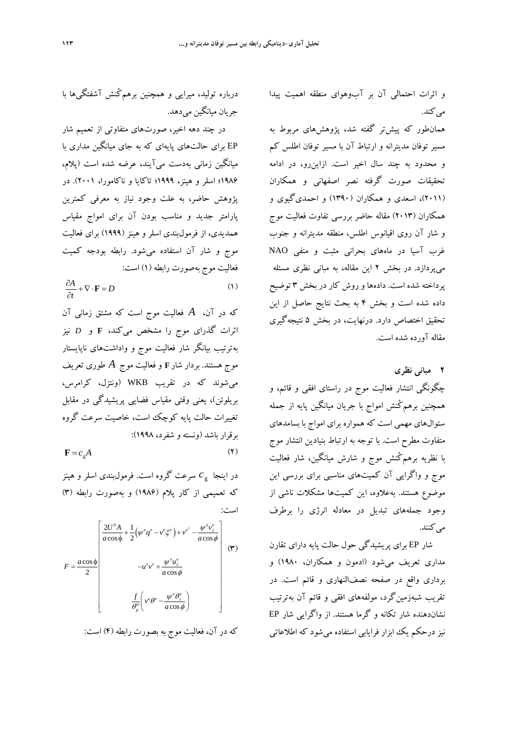و اثرات احتمالی آن بر آب‌وهوای منطقه اهمیت پیدا می‌کند.

همان‌طور که پیش‌تر گفته شد، پژوهش‌های مربوط به مسیر توفان مدیترانه و ارتباط آن با مسیر توفان اطلس کم و محدود به چند سال اخیر است. ازاین‌رو، در ادامه تحقیقات صورت گرفته نصر اصفهانی و همکاران (۲۰۱۱)، اسعدی و همکاران (۱۳۹۰) و احمدی‌گیوی و همکاران (۲۰۱۳) مقاله حاضر بررسی تفاوت فعالیت موج و شار آن روی اقیانوس اطلس، منطقه مدیترانه و جنوب غرب آسیا در ماه‌های بحرانی مثبت و منفی NAO می‌پردازد. در بخش ۲ این مقاله، به مبانی نظری مسئله پرداخته شده است. داده‌ها و روش کار در بخش ۳ توضیح داده شده است و بخش ۴ به بحث نتایج حاصل از این تحقیق اختصاص دارد. درنهایت، در بخش ۵ نتیجه‌گیری مقاله آورده شده است.

## ۲ مبانی نظری

چگونگی انتشار فعالیت موج در راستای افقی و قائم، و همچنین برهم‌کُنش امواج با جریان میانگین پایه از جمله سئوال‌های مهمی است که همواره برای امواج با بسامدهای متفاوت مطرح است. با توجه به ارتباط بنیادین انتشار موج با نظریه برهم‌کُنش موج و شارش میانگین، شار فعالیت موج و واگرایی آن کمیت‌های مناسبی برای بررسی این موضوع هستند. به‌علاوه، این کمیت‌ها مشکلات ناشی از وجود جمله‌های تبدیل در معادله انرژی را برطرف می‌کنند.

شار EP برای پریشیدگی حول حالت پایه دارای تقارن مداری تعریف می‌شود (ادمون و همکاران، ۱۹۸۰) و برداری واقع در صفحه نصف‌النهاری و قائم است. در تقریب شبه‌زمین‌گرد، مولفه‌های افقی و قائم آن به‌ترتیب نشان‌دهنده شار تکانه و گرما هستند. از واگرایی شار EP نیز درحکم یک ابزار فرایابی استفاده می‌شود که اطلاعاتی درباره تولید، میرایی و همچنین برهم‌کُنش آشفتگی‌ها با جریان میانگین می‌دهد.

در چند دهه اخیر، صورت‌های متفاوتی از تعمیم شار EP برای حالت‌های پایه‌ای که به جای میانگین مداری با میانگین زمانی به‌دست می‌آیند، عرضه شده است (پلام، ۱۹۸۶؛ اسلر و هینز، ۱۹۹۹؛ تاکایا و ناکامورا، ۲۰۰۱). در پژوهش حاضر، به علت وجود نیاز به معرفی کمترین پارامتر جدید و مناسب بودن آن برای امواج مقیاس همدیدی، از فرمول‌بندی اسلر و هینز (۱۹۹۹) برای فعالیت موج و شار آن استفاده می‌شود. رابطه بودجه کمیت فعالیت موج به‌صورت رابطه (۱) است:

$$\frac{\partial A}{\partial t}+\nabla\cdot\mathbf{F}=D \qquad (۱)$$

که در آن، $A$ فعالیت موج است که مشتق زمانی آن اثرات گذرای موج را مشخص می‌کند، $\mathbf{F}$ و $D$ نیز به‌ترتیب بیانگر شار فعالیت موج و واداشت‌های ناپایستار موج هستند. بردار شار $\mathbf{F}$ و فعالیت موج $A$ طوری تعریف می‌شوند که در تقریب WKB (ونتزل، کرامرس، بریلوئن)، یعنی وقتی مقیاس فضایی پریشیدگی در مقابل تغییرات حالت پایه کوچک است، خاصیت سرعت گروه برقرار باشد (ونسته و شفرد، ۱۹۹۸):

$$\mathbf{F}=c_{g}A \qquad (۲)$$

در اینجا $c_g$ سرعت گروه است. فرمول‌بندی اسلر و هینز که تعمیمی از کار پلام (۱۹۸۶) و به‌صورت رابطه (۳) است:

$$F=\frac{a\cos\phi}{2}\begin{bmatrix}\dfrac{2U^{0}A}{a\cos\phi}+\dfrac{1}{2}\left(\psi^{e}q^{e}-v^{e}\xi^{e}\right)+v^{e^{2}}-\dfrac{\psi^{e}v_{\lambda}^{e}}{a\cos\phi}\\ -u^{e}v^{e}+\dfrac{\psi^{e}u_{\lambda}^{e}}{a\cos\phi}\\ \dfrac{f}{\theta_{p}^{0}}\left(v^{e}\theta^{e}-\dfrac{\psi^{e}\theta_{\lambda}^{e}}{a\cos\phi}\right)\end{bmatrix} \qquad (۳)$$

که در آن، فعالیت موج به بصورت رابطه (۴) است: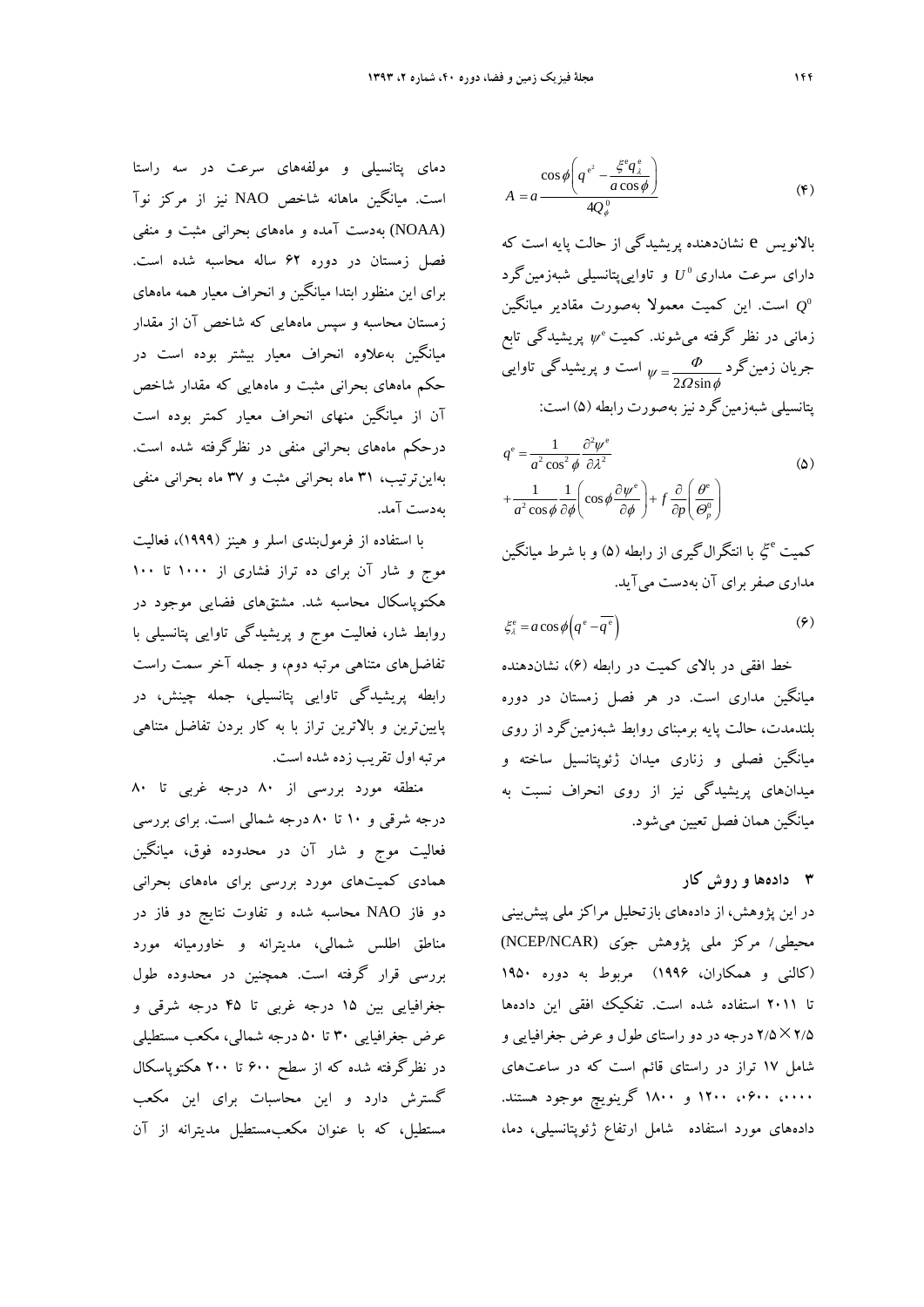$$A = a\frac{\cos\phi\left(q^{e^2} - \frac{\xi^e q^e_\lambda}{a\cos\phi}\right)}{4Q^0_\phi} \tag{۴}$$

بالانویس e نشان‌دهنده پریشیدگی از حالت پایه است که دارای سرعت مداری $U^0$ و تاوایی‌پتانسیلی شبه‌زمین‌گرد $Q^0$ است. این کمیت معمولا به‌صورت مقادیر میانگین زمانی در نظر گرفته می‌شوند. کمیت $\psi^e$ پریشیدگی تابع جریان زمین‌گرد $\psi = \frac{\Phi}{2\Omega\sin\phi}$ است و پریشیدگی تاوایی پتانسیلی شبه‌زمین‌گرد نیز به‌صورت رابطه (۵) است:

$$q^e = \frac{1}{a^2\cos^2\phi}\frac{\partial^2\psi^e}{\partial\lambda^2} + \frac{1}{a^2\cos\phi}\frac{1}{\partial\phi}\left(\cos\phi\frac{\partial\psi^e}{\partial\phi}\right) + f\frac{\partial}{\partial p}\left(\frac{\theta^e}{\Theta^0_p}\right) \tag{۵}$$

کمیت $\xi^e$ با انتگرال‌گیری از رابطه (۵) و با شرط میانگین مداری صفر برای آن به‌دست می‌آید.

$$\xi^e_\lambda = a\cos\phi\left(q^e - \overline{q^e}\right) \tag{۶}$$

خط افقی در بالای کمیت در رابطه (۶)، نشان‌دهنده میانگین مداری است. در هر فصل زمستان در دوره بلندمدت، حالت پایه برمبنای روابط شبه‌زمین‌گرد از روی میانگین فصلی و زناری میدان ژئوپتانسیل ساخته و میدان‌های پریشیدگی نیز از روی انحراف نسبت به میانگین همان فصل تعیین می‌شود.

## ۳ داده‌ها و روش کار

در این پژوهش، از داده‌های بازتحلیل مراکز ملی پیش‌بینی محیطی/ مرکز ملی پژوهش جوّی (NCEP/NCAR) (کالنی و همکاران، ۱۹۹۶) مربوط به دوره ۱۹۵۰ تا ۲۰۱۱ استفاده شده است. تفکیک افقی این داده‌ها ۲/۵×۲/۵ درجه در دو راستای طول و عرض جغرافیایی و شامل ۱۷ تراز در راستای قائم است که در ساعت‌های ۰۰۰۰، ۰۶۰۰، ۱۲۰۰ و ۱۸۰۰ گرینویچ موجود هستند. داده‌های مورد استفاده شامل ارتفاع ژئوپتانسیلی، دما، دمای پتانسیلی و مولفه‌های سرعت در سه راستا است. میانگین ماهانه شاخص NAO نیز از مرکز نوآ (NOAA) به‌دست آمده و ماه‌های بحرانی مثبت و منفی فصل زمستان در دوره ۶۲ ساله محاسبه شده است. برای این منظور ابتدا میانگین و انحراف معیار همه ماه‌های زمستان محاسبه و سپس ماه‌هایی که شاخص آن از مقدار میانگین به‌علاوه انحراف معیار بیشتر بوده است در حکم ماه‌های بحرانی مثبت و ماه‌هایی که مقدار شاخص آن از میانگین منهای انحراف معیار کمتر بوده است درحکم ماه‌های بحرانی منفی در نظرگرفته شده است. به‌این‌ترتیب، ۳۱ ماه بحرانی مثبت و ۳۷ ماه بحرانی منفی به‌دست آمد.

با استفاده از فرمول‌بندی اسلر و هینز (۱۹۹۹)، فعالیت موج و شار آن برای ده تراز فشاری از ۱۰۰۰ تا ۱۰۰ هکتوپاسکال محاسبه شد. مشتق‌های فضایی موجود در روابط شار، فعالیت موج و پریشیدگی تاوایی پتانسیلی با تفاضل‌های متناهی مرتبه دوم، و جمله آخر سمت راست رابطه پریشیدگی تاوایی پتانسیلی، جمله چینش، در پایین‌ترین و بالاترین تراز با به کار بردن تفاضل متناهی مرتبه اول تقریب زده شده است.

منطقه مورد بررسی از ۸۰ درجه غربی تا ۸۰ درجه شرقی و ۱۰ تا ۸۰ درجه شمالی است. برای بررسی فعالیت موج و شار آن در محدوده فوق، میانگین همادی کمیت‌های مورد بررسی برای ماه‌های بحرانی دو فاز NAO محاسبه شده و تفاوت نتایج دو فاز در مناطق اطلس شمالی، مدیترانه و خاورمیانه مورد بررسی قرار گرفته است. همچنین در محدوده طول جغرافیایی بین ۱۵ درجه غربی تا ۴۵ درجه شرقی و عرض جغرافیایی ۳۰ تا ۵۰ درجه شمالی، مکعب مستطیلی در نظرگرفته شده که از سطح ۶۰۰ تا ۲۰۰ هکتوپاسکال گسترش دارد و این محاسبات برای این مکعب مستطیل، که با عنوان مکعب‌مستطیل مدیترانه از آن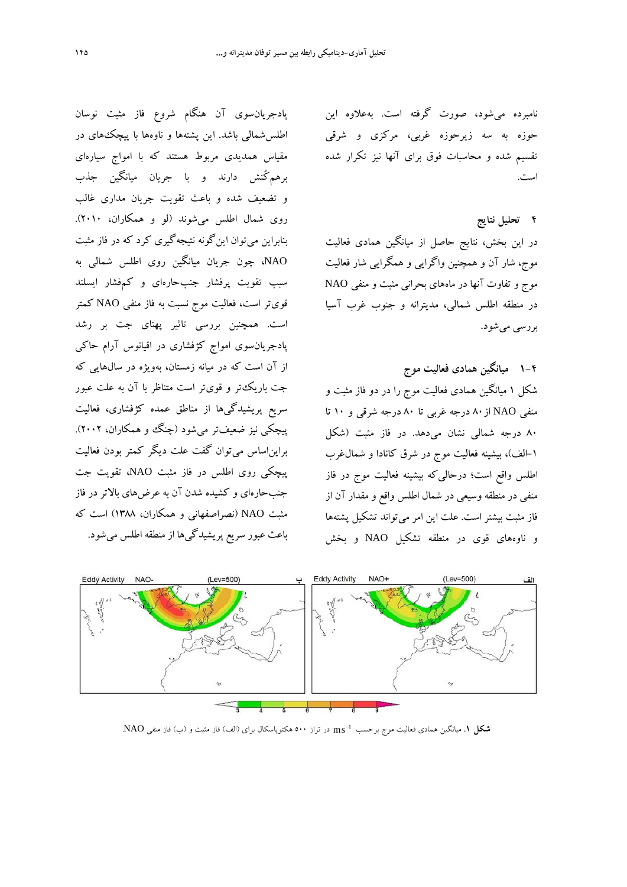نامبرده می‌شود، صورت گرفته است. به‌علاوه این حوزه به سه زیرحوزه غربی، مرکزی و شرقی تقسیم شده و محاسبات فوق برای آنها نیز تکرار شده است.

## ۴ تحلیل نتایج

در این بخش، نتایج حاصل از میانگین همادی فعالیت موج، شار آن و همچنین واگرایی و همگرایی شار فعالیت موج و تفاوت آنها در ماه‌های بحرانی مثبت و منفی NAO در منطقه اطلس شمالی، مدیترانه و جنوب غرب آسیا بررسی می‌شود.

### ۴-۱ میانگین همادی فعالیت موج

شکل ۱ میانگین همادی فعالیت موج را در دو فاز مثبت و منفی NAO از ۸۰ درجه غربی تا ۸۰ درجه شرقی و ۱۰ تا ۸۰ درجه شمالی نشان می‌دهد. در فاز مثبت (شکل ۱-الف)، بیشینه فعالیت موج در شرق کانادا و شمال‌غرب اطلس واقع است؛ درحالی‌که بیشینه فعالیت موج در فاز منفی در منطقه وسیعی در شمال اطلس واقع و مقدار آن از فاز مثبت بیشتر است. علت این امر می‌تواند تشکیل پشته‌ها و ناوه‌های قوی در منطقه تشکیل NAO و بخش پادجریان‌سوی آن هنگام شروع فاز مثبت نوسان اطلس‌شمالی باشد. این پشته‌ها و ناوه‌ها با پیچک‌های در مقیاس همدیدی مربوط هستند که با امواج سیاره‌ای برهم‌کُنش دارند و با جریان میانگین جذب و تضعیف شده و باعث تقویت جریان مداری غالب روی شمال اطلس می‌شوند (لو و همکاران، ۲۰۱۰). بنابراین می‌توان این‌گونه نتیجه‌گیری کرد که در فاز مثبت NAO، چون جریان میانگین روی اطلس شمالی به سبب تقویت پرفشار جنب‌حاره‌ای و کم‌فشار ایسلند قوی‌تر است، فعالیت موج نسبت به فاز منفی NAO کمتر است. همچنین بررسی تاثیر پهنای جت بر رشد پادجریان‌سوی امواج کژفشاری در اقیانوس آرام حاکی از آن است که در میانه زمستان، به‌ویژه در سال‌هایی که جت باریک‌تر و قوی‌تر است متناظر با آن به علت عبور سریع پریشیدگی‌ها از مناطق عمده کژفشاری، فعالیت پیچکی نیز ضعیف‌تر می‌شود (چنگ و همکاران، ۲۰۰۲). براین‌اساس می‌توان گفت علت دیگر کمتر بودن فعالیت پیچکی روی اطلس در فاز مثبت NAO، تقویت جت جنب‌حاره‌ای و کشیده شدن آن به عرض‌های بالاتر در فاز مثبت NAO (نصراصفهانی و همکاران، ۱۳۸۸) است که باعث عبور سریع پریشیدگی‌ها از منطقه اطلس می‌شود.

**شکل ۱.** میانگین همادی فعالیت موج برحسب $ms^{-1}$ در تراز ۵۰۰ هکتوپاسکال برای (الف) فاز مثبت و (ب) فاز منفی NAO.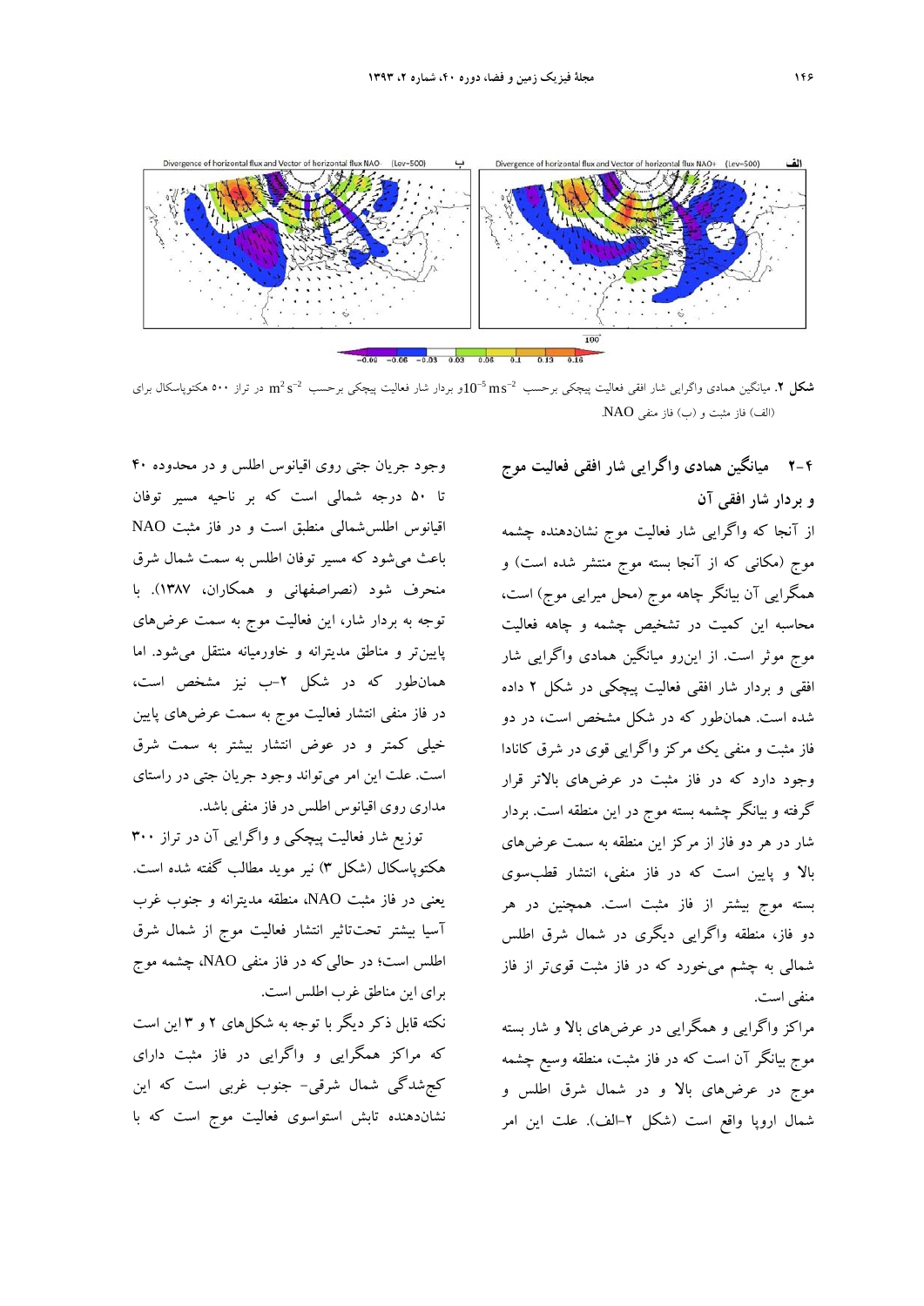شکل ۲. میانگین همادی واگرایی شار افقی فعالیت پیچکی برحسب $10^{-5} ms^{-2}$ و بردار شار فعالیت پیچکی برحسب $m^2 s^{-2}$ در تراز ۵۰۰ هکتوپاسکال برای (الف) فاز مثبت و (ب) فاز منفی NAO.

### ۲-۴ میانگین همادی واگرایی شار افقی فعالیت موج و بردار شار افقی آن

از آنجا که واگرایی شار فعالیت موج نشان‌دهنده چشمه موج (مکانی که از آنجا بسته موج منتشر شده است) و همگرایی آن بیانگر چاهه موج (محل میرایی موج) است، محاسبه این کمیت در تشخیص چشمه و چاهه فعالیت موج موثر است. از این‌رو میانگین همادی واگرایی شار افقی و بردار شار افقی فعالیت پیچکی در شکل ۲ داده شده است. همان‌طور که در شکل مشخص است، در دو فاز مثبت و منفی یک مرکز واگرایی قوی در شرق کانادا وجود دارد که در فاز مثبت در عرض‌های بالاتر قرار گرفته و بیانگر چشمه بسته موج در این منطقه است. بردار شار در هر دو فاز از مرکز این منطقه به سمت عرض‌های بالا و پایین است که در فاز منفی، انتشار قطب‌سوی بسته موج بیشتر از فاز مثبت است. همچنین در هر دو فاز، منطقه واگرایی دیگری در شمال شرق اطلس شمالی به چشم می‌خورد که در فاز مثبت قوی‌تر از فاز منفی است.

مراکز واگرایی و همگرایی در عرض‌های بالا و شار بسته موج بیانگر آن است که در فاز مثبت، منطقه وسیع چشمه موج در عرض‌های بالا و در شمال شرق اطلس و شمال اروپا واقع است (شکل ۲-الف). علت این امر وجود جریان جتی روی اقیانوس اطلس و در محدوده ۴۰ تا ۵۰ درجه شمالی است که بر ناحیه مسیر توفان اقیانوس اطلس‌شمالی منطبق است و در فاز مثبت NAO باعث می‌شود که مسیر توفان اطلس به سمت شمال شرق منحرف شود (نصراصفهانی و همکاران، ۱۳۸۷). با توجه به بردار شار، این فعالیت موج به سمت عرض‌های پایین‌تر و مناطق مدیترانه و خاورمیانه منتقل می‌شود. اما همان‌طور که در شکل ۲-ب نیز مشخص است، در فاز منفی انتشار فعالیت موج به سمت عرض‌های پایین خیلی کمتر و در عوض انتشار بیشتر به سمت شرق است. علت این امر می‌تواند وجود جریان جتی در راستای مداری روی اقیانوس اطلس در فاز منفی باشد.

توزیع شار فعالیت پیچکی و واگرایی آن در تراز ۳۰۰ هکتوپاسکال (شکل ۳) نیز موید مطالب گفته شده است. یعنی در فاز مثبت NAO، منطقه مدیترانه و جنوب غرب آسیا بیشتر تحت‌تاثیر انتشار فعالیت موج از شمال شرق اطلس است؛ در حالی که در فاز منفی NAO، چشمه موج برای این مناطق غرب اطلس است.

نکته قابل ذکر دیگر با توجه به شکل‌های ۲ و ۳ این است که مراکز همگرایی و واگرایی در فاز مثبت دارای کج‌شدگی شمال شرقی- جنوب غربی است که این نشان‌دهنده تابش استواسوی فعالیت موج است که با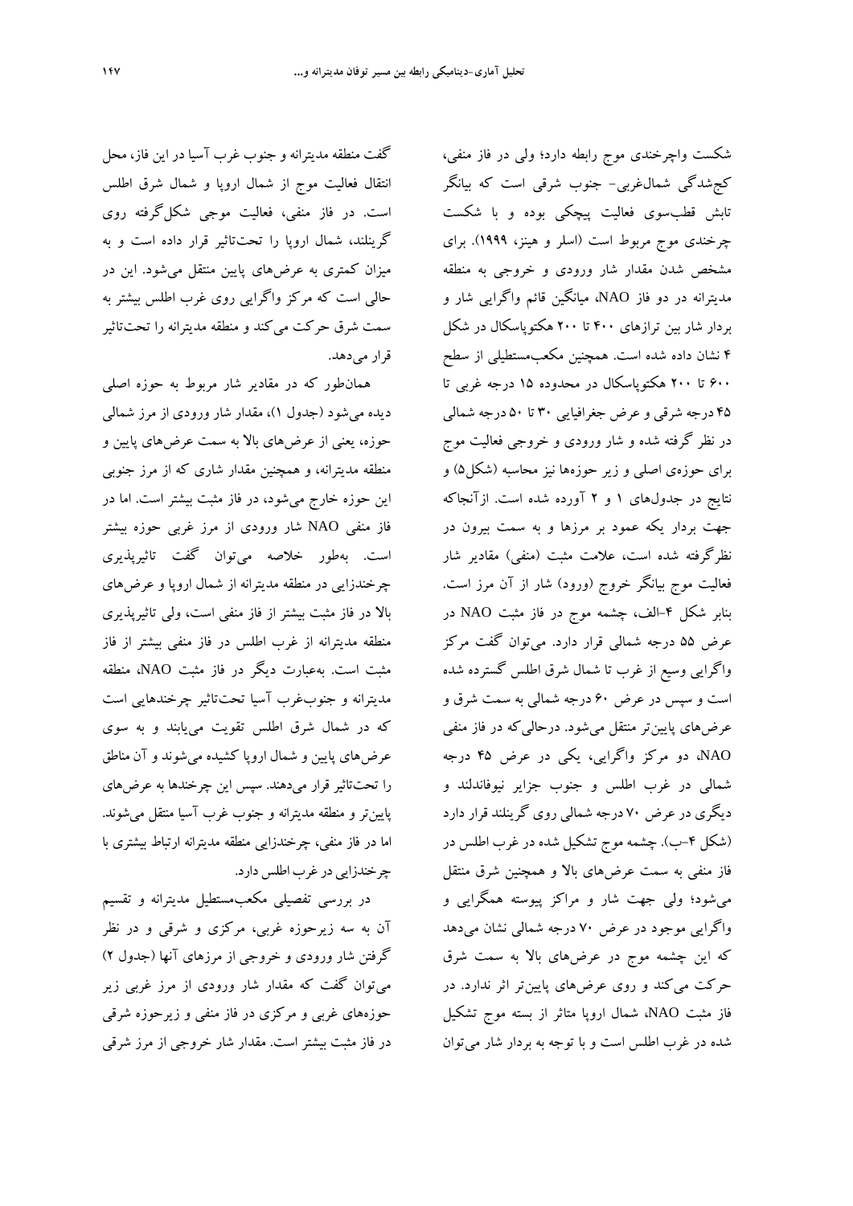شکست واچرخندی موج رابطه دارد؛ ولی در فاز منفی، کج‌شدگی شمال‌غربی- جنوب شرقی است که بیانگر تابش قطب‌سوی فعالیت پیچکی بوده و با شکست چرخندی موج مربوط است (اسلر و هینز، ۱۹۹۹). برای مشخص شدن مقدار شار ورودی و خروجی به منطقه مدیترانه در دو فاز NAO، میانگین قائم واگرایی شار و بردار شار بین ترازهای ۴۰۰ تا ۲۰۰ هکتوپاسکال در شکل ۴ نشان داده شده است. همچنین مکعب‌مستطیلی از سطح ۶۰۰ تا ۲۰۰ هکتوپاسکال در محدوده ۱۵ درجه غربی تا ۴۵ درجه شرقی و عرض جغرافیایی ۳۰ تا ۵۰ درجه شمالی در نظر گرفته شده و شار ورودی و خروجی فعالیت موج برای حوزه‌ی اصلی و زیر حوزه‌ها نیز محاسبه (شکل۵) و نتایج در جدول‌های ۱ و ۲ آورده شده است. ازآنجاکه جهت بردار یکه عمود بر مرزها و به سمت بیرون در نظرگرفته شده است، علامت مثبت (منفی) مقادیر شار فعالیت موج بیانگر خروج (ورود) شار از آن مرز است. بنابر شکل ۴-الف، چشمه موج در فاز مثبت NAO در عرض ۵۵ درجه شمالی قرار دارد. می‌توان گفت مرکز واگرایی وسیع از غرب تا شمال شرق اطلس گسترده شده است و سپس در عرض ۶۰ درجه شمالی به سمت شرق و عرض‌های پایین‌تر منتقل می‌شود. درحالی‌که در فاز منفی NAO، دو مرکز واگرایی، یکی در عرض ۴۵ درجه شمالی در غرب اطلس و جنوب جزایر نیوفاندلند و دیگری در عرض ۷۰ درجه شمالی روی گرینلند قرار دارد (شکل ۴-ب). چشمه موج تشکیل شده در غرب اطلس در فاز منفی به سمت عرض‌های بالا و همچنین شرق منتقل می‌شود؛ ولی جهت شار و مراکز پیوسته همگرایی و واگرایی موجود در عرض ۷۰ درجه شمالی نشان می‌دهد که این چشمه موج در عرض‌های بالا به سمت شرق حرکت می‌کند و روی عرض‌های پایین‌تر اثر ندارد. در فاز مثبت NAO، شمال اروپا متاثر از بسته موج تشکیل شده در غرب اطلس است و با توجه به بردار شار می‌توان گفت منطقه مدیترانه و جنوب غرب آسیا در این فاز، محل انتقال فعالیت موج از شمال اروپا و شمال شرق اطلس است. در فاز منفی، فعالیت موجی شکل‌گرفته روی گرینلند، شمال اروپا را تحت‌تاثیر قرار داده است و به میزان کمتری به عرض‌های پایین منتقل می‌شود. این در حالی است که مرکز واگرایی روی غرب اطلس بیشتر به سمت شرق حرکت می‌کند و منطقه مدیترانه را تحت‌تاثیر قرار می‌دهد.

همان‌طور که در مقادیر شار مربوط به حوزه اصلی دیده می‌شود (جدول ۱)، مقدار شار ورودی از مرز شمالی حوزه، یعنی از عرض‌های بالا به سمت عرض‌های پایین و منطقه مدیترانه، و همچنین مقدار شاری که از مرز جنوبی این حوزه خارج می‌شود، در فاز مثبت بیشتر است. اما در فاز منفی NAO شار ورودی از مرز غربی حوزه بیشتر است. به‌طور خلاصه می‌توان گفت تاثیرپذیری چرخندزایی در منطقه مدیترانه از شمال اروپا و عرض‌های بالا در فاز مثبت بیشتر از فاز منفی است، ولی تاثیرپذیری منطقه مدیترانه از غرب اطلس در فاز منفی بیشتر از فاز مثبت است. به‌عبارت دیگر در فاز مثبت NAO، منطقه مدیترانه و جنوب‌غرب آسیا تحت‌تاثیر چرخندهایی است که در شمال شرق اطلس تقویت می‌یابند و به سوی عرض‌های پایین و شمال اروپا کشیده می‌شوند و آن مناطق را تحت‌تاثیر قرار می‌دهند. سپس این چرخندها به عرض‌های پایین‌تر و منطقه مدیترانه و جنوب غرب آسیا منتقل می‌شوند. اما در فاز منفی، چرخندزایی منطقه مدیترانه ارتباط بیشتری با چرخندزایی در غرب اطلس دارد.

در بررسی تفصیلی مکعب‌مستطیل مدیترانه و تقسیم آن به سه زیرحوزه غربی، مرکزی و شرقی و در نظر گرفتن شار ورودی و خروجی از مرزهای آنها (جدول ۲) می‌توان گفت که مقدار شار ورودی از مرز غربی زیر حوزه‌های غربی و مرکزی در فاز منفی و زیرحوزه شرقی در فاز مثبت بیشتر است. مقدار شار خروجی از مرز شرقی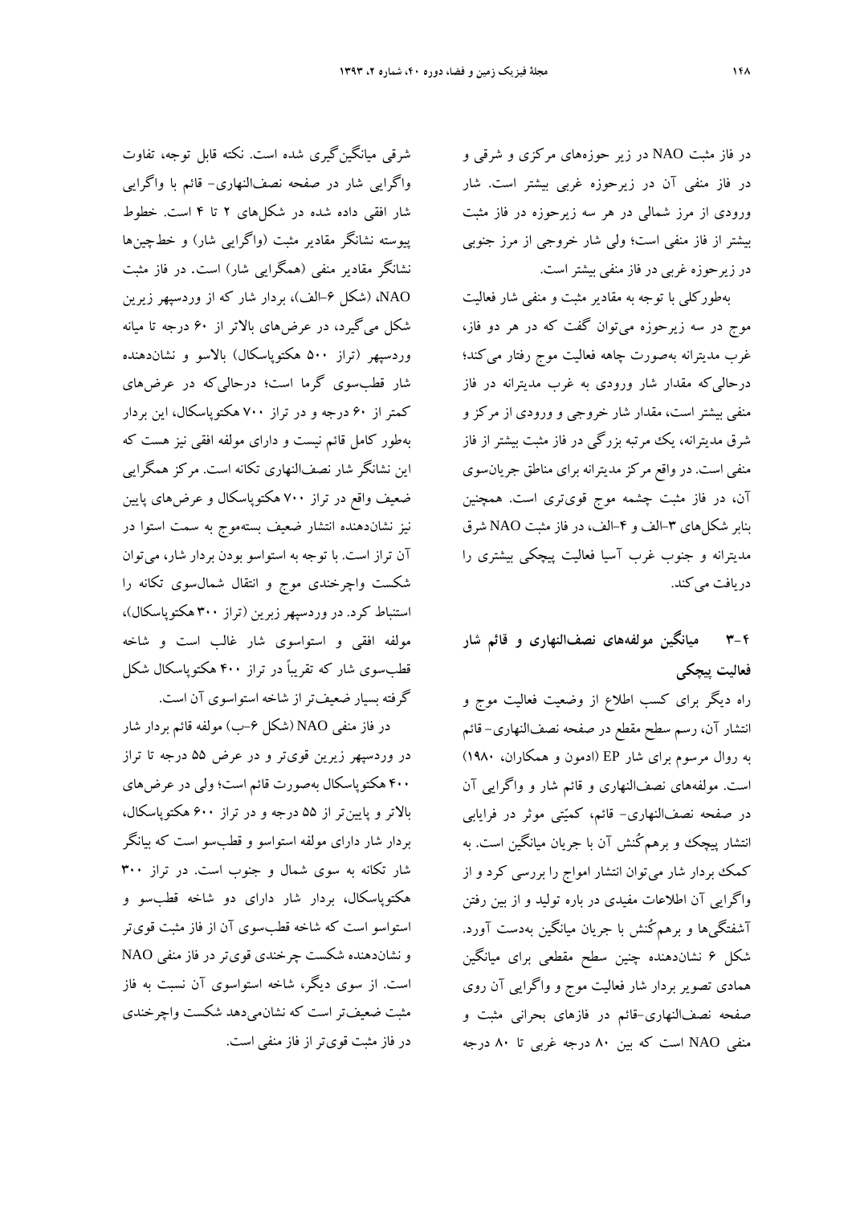در فاز مثبت NAO در زیر حوزه‌های مرکزی و شرقی و در فاز منفی آن در زیرحوزه غربی بیشتر است. شار ورودی از مرز شمالی در هر سه زیرحوزه در فاز مثبت بیشتر از فاز منفی است؛ ولی شار خروجی از مرز جنوبی در زیرحوزه غربی در فاز منفی بیشتر است.

به‌طورکلی با توجه به مقادیر مثبت و منفی شار فعالیت موج در سه زیرحوزه می‌توان گفت که در هر دو فاز، غرب مدیترانه به‌صورت چاهه فعالیت موج رفتار می‌کند؛ درحالی‌که مقدار شار ورودی به غرب مدیترانه در فاز منفی بیشتر است، مقدار شار خروجی و ورودی از مرکز و شرق مدیترانه، یک مرتبه بزرگی در فاز مثبت بیشتر از فاز منفی است. در واقع مرکز مدیترانه برای مناطق جریان‌سوی آن، در فاز مثبت چشمه موج قوی‌تری است. همچنین بنابر شکل‌های ۳-الف و ۴-الف، در فاز مثبت NAO شرق مدیترانه و جنوب غرب آسیا فعالیت پیچکی بیشتری را دریافت می‌کند.

## ۳-۴ میانگین مولفه‌های نصف‌النهاری و قائم شار فعالیت پیچکی

راه دیگر برای کسب اطلاع از وضعیت فعالیت موج و انتشار آن، رسم سطح مقطع در صفحه نصف‌النهاری- قائم به روال مرسوم برای شار EP (ادمون و همکاران، ۱۹۸۰) است. مولفه‌های نصف‌النهاری و قائم شار و واگرایی آن در صفحه نصف‌النهاری- قائم، کمیّتی موثر در فرایابی انتشار پیچک و برهم‌کُنش آن با جریان میانگین است. به کمک بردار شار می‌توان انتشار امواج را بررسی کرد و از واگرایی آن اطلاعات مفیدی در باره تولید و از بین رفتن آشفتگی‌ها و برهم‌کُنش با جریان میانگین به‌دست آورد. شکل ۶ نشان‌دهنده چنین سطح مقطعی برای میانگین همادی تصویر بردار شار فعالیت موج و واگرایی آن روی صفحه نصف‌النهاری-قائم در فازهای بحرانی مثبت و منفی NAO است که بین ۸۰ درجه غربی تا ۸۰ درجه شرقی میانگین‌گیری شده است. نکته قابل توجه، تفاوت واگرایی شار در صفحه نصف‌النهاری- قائم با واگرایی شار افقی داده شده در شکل‌های ۲ تا ۴ است. خطوط پیوسته نشانگر مقادیر مثبت (واگرایی شار) و خط‌چین‌ها نشانگر مقادیر منفی (همگرایی شار) است. در فاز مثبت NAO، (شکل ۶-الف)، بردار شار که از وردسپهر زیرین شکل می‌گیرد، در عرض‌های بالاتر از ۶۰ درجه تا میانه وردسپهر (تراز ۵۰۰ هکتوپاسکال) بالاسو و نشان‌دهنده شار قطب‌سوی گرما است؛ درحالی‌که در عرض‌های کمتر از ۶۰ درجه و در تراز ۷۰۰ هکتوپاسکال، این بردار به‌طور کامل قائم نیست و دارای مولفه افقی نیز هست که این نشانگر شار نصف‌النهاری تکانه است. مرکز همگرایی ضعیف واقع در تراز ۷۰۰ هکتوپاسکال و عرض‌های پایین نیز نشان‌دهنده انتشار ضعیف بسته‌موج به سمت استوا در آن تراز است. با توجه به استواسو بودن بردار شار، می‌توان شکست واچرخندی موج و انتقال شمال‌سوی تکانه را استنباط کرد. در وردسپهر زبرین (تراز ۳۰۰ هکتوپاسکال)، مولفه افقی و استواسوی شار غالب است و شاخه قطب‌سوی شار که تقریباً در تراز ۴۰۰ هکتوپاسکال شکل گرفته بسیار ضعیف‌تر از شاخه استواسوی آن است.

در فاز منفی NAO (شکل ۶-ب) مولفه قائم بردار شار در وردسپهر زیرین قوی‌تر و در عرض ۵۵ درجه تا تراز ۴۰۰ هکتوپاسکال به‌صورت قائم است؛ ولی در عرض‌های بالاتر و پایین‌تر از ۵۵ درجه و در تراز ۶۰۰ هکتوپاسکال، بردار شار دارای مولفه استواسو و قطب‌سو است که بیانگر شار تکانه به سوی شمال و جنوب است. در تراز ۳۰۰ هکتوپاسکال، بردار شار دارای دو شاخه قطب‌سو و استواسو است که شاخه قطب‌سوی آن از فاز مثبت قوی‌تر و نشان‌دهنده شکست چرخندی قوی‌تر در فاز منفی NAO است. از سوی دیگر، شاخه استواسوی آن نسبت به فاز مثبت ضعیف‌تر است که نشان‌می‌دهد شکست واچرخندی در فاز مثبت قوی‌تر از فاز منفی است.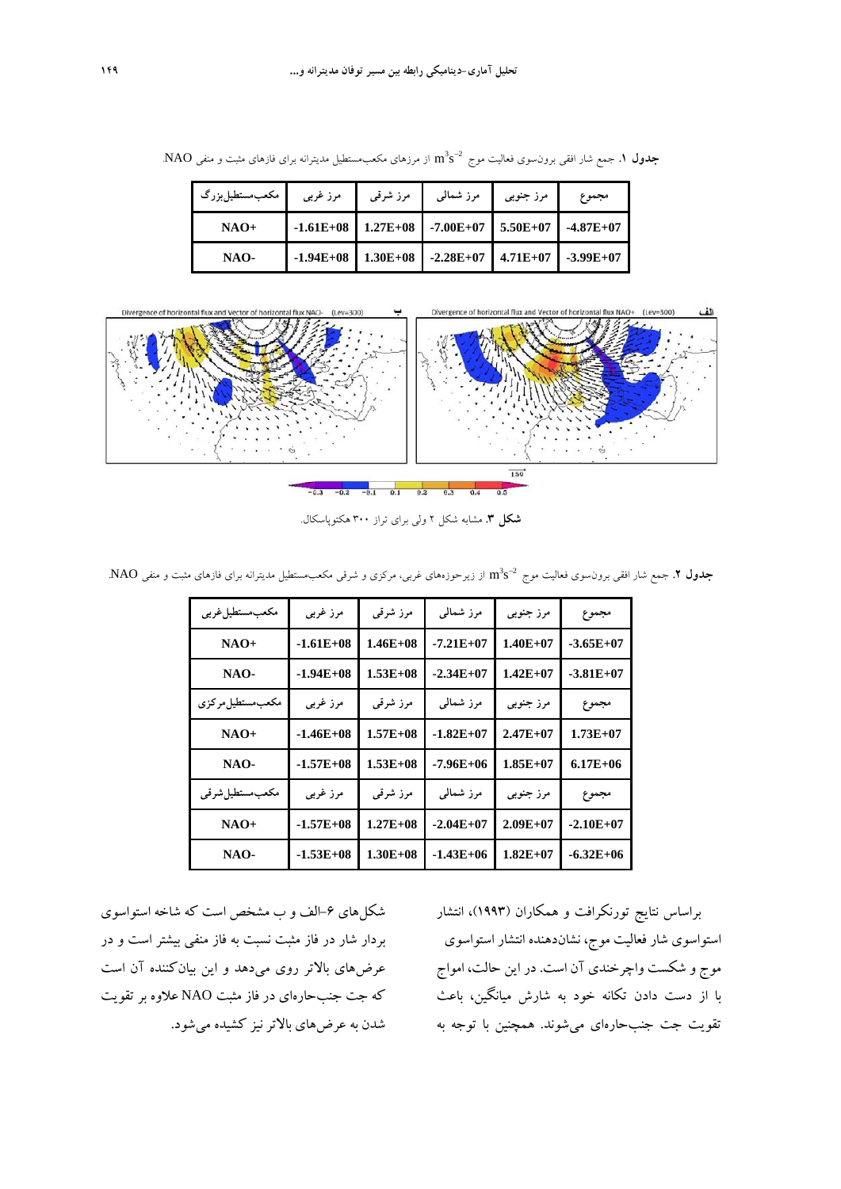**جدول ۱.** جمع شار افقی برون‌سوی فعالیت موج $m^3s^{-2}$ از مرزهای مکعب‌مستطیل مدیترانه برای فازهای مثبت و منفی NAO.

| مکعب‌مستطیل‌بزرگ | مرز غربی | مرز شرقی | مرز شمالی | مرز جنوبی | مجموع |
|---|---|---|---|---|---|
| NAO+ | -1.61E+08 | 1.27E+08 | -7.00E+07 | 5.50E+07 | -4.87E+07 |
| NAO- | -1.94E+08 | 1.30E+08 | -2.28E+07 | 4.71E+07 | -3.99E+07 |

**شکل ۳.** مشابه شکل ۲ ولی برای تراز ۳۰۰ هکتوپاسکال.

**جدول ۲.** جمع شار افقی برون‌سوی فعالیت موج $m^3s^{-2}$ از زیرحوزه‌های غربی، مرکزی و شرقی مکعب‌مستطیل مدیترانه برای فازهای مثبت و منفی NAO.

| مکعب‌مستطیل‌غربی | مرز غربی | مرز شرقی | مرز شمالی | مرز جنوبی | مجموع |
|---|---|---|---|---|---|
| NAO+ | -1.61E+08 | 1.46E+08 | -7.21E+07 | 1.40E+07 | -3.65E+07 |
| NAO- | -1.94E+08 | 1.53E+08 | -2.34E+07 | 1.42E+07 | -3.81E+07 |
| مکعب‌مستطیل‌مرکزی | مرز غربی | مرز شرقی | مرز شمالی | مرز جنوبی | مجموع |
| NAO+ | -1.46E+08 | 1.57E+08 | -1.82E+07 | 2.47E+07 | 1.73E+07 |
| NAO- | -1.57E+08 | 1.53E+08 | -7.96E+06 | 1.85E+07 | 6.17E+06 |
| مکعب‌مستطیل‌شرقی | مرز غربی | مرز شرقی | مرز شمالی | مرز جنوبی | مجموع |
| NAO+ | -1.57E+08 | 1.27E+08 | -2.04E+07 | 2.09E+07 | -2.10E+07 |
| NAO- | -1.53E+08 | 1.30E+08 | -1.43E+06 | 1.82E+07 | -6.32E+06 |

براساس نتایج تورنکرافت و همکاران (۱۹۹۳)، انتشار استواسوی شار فعالیت موج، نشان‌دهنده انتشار استواسوی موج و شکست واچرخندی آن است. در این حالت، امواج با از دست دادن تکانه خود به شارش میانگین، باعث تقویت جت جنب‌حاره‌ای می‌شوند. همچنین با توجه به شکل‌های ۶-الف و ب مشخص است که شاخه استواسوی بردار شار در فاز مثبت نسبت به فاز منفی بیشتر است و در عرض‌های بالاتر روی می‌دهد و این بیان‌کننده آن است که جت جنب‌حاره‌ای در فاز مثبت NAO علاوه بر تقویت شدن به عرض‌های بالاتر نیز کشیده می‌شود.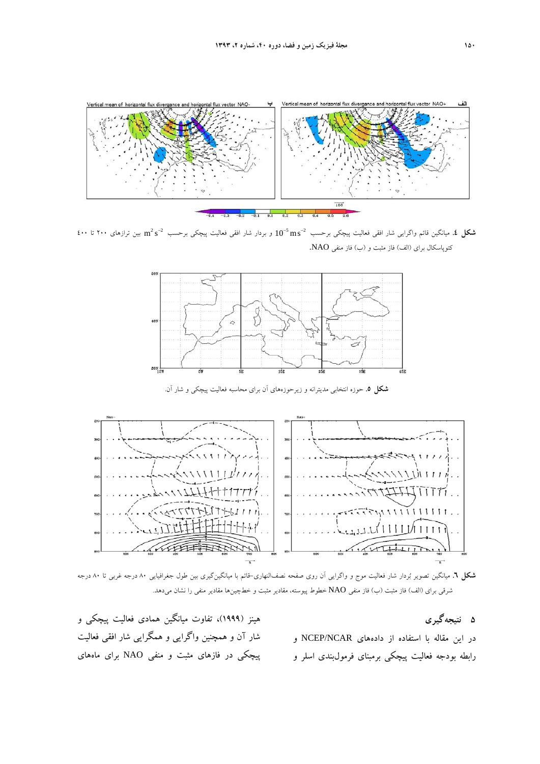**شکل ٤.** میانگین قائم واگرایی شار افقی فعالیت پیچکی برحسب $10^{-5}\,m\,s^{-2}$ و بردار شار افقی فعالیت پیچکی برحسب $m^2 s^{-2}$ بین ترازهای ۲۰۰ تا ٤۰۰ کتوپاسکال برای (الف) فاز مثبت و (ب) فاز منفی NAO.

**شکل ٥.** حوزه انتخابی مدیترانه و زیرحوزه‌های آن برای محاسبه فعالیت پیچکی و شار آن.

**شکل ٦.** میانگین تصویر بُردار شار فعالیت موج و واگرایی آن روی صفحه نصف‌النهاری-قائم با میانگین‌گیری بین طول جغرافیایی ۸۰ درجه غربی تا ۸۰ درجه شرقی برای (الف) فاز مثبت (ب) فاز منفی NAO خطوط پیوسته، مقادیر مثبت و خط‌چین‌ها مقادیر منفی را نشان می‌دهد.

## ۵ نتیجه‌گیری

در این مقاله با استفاده از داده‌های NCEP/NCAR و رابطه بودجه فعالیت پیچکی برمبنای فرمول‌بندی اسلر و هینز (۱۹۹۹)، تفاوت میانگین همادی فعالیت پیچکی و شار آن و همچنین واگرایی و همگرایی شار افقی فعالیت پیچکی در فازهای مثبت و منفی NAO برای ماه‌های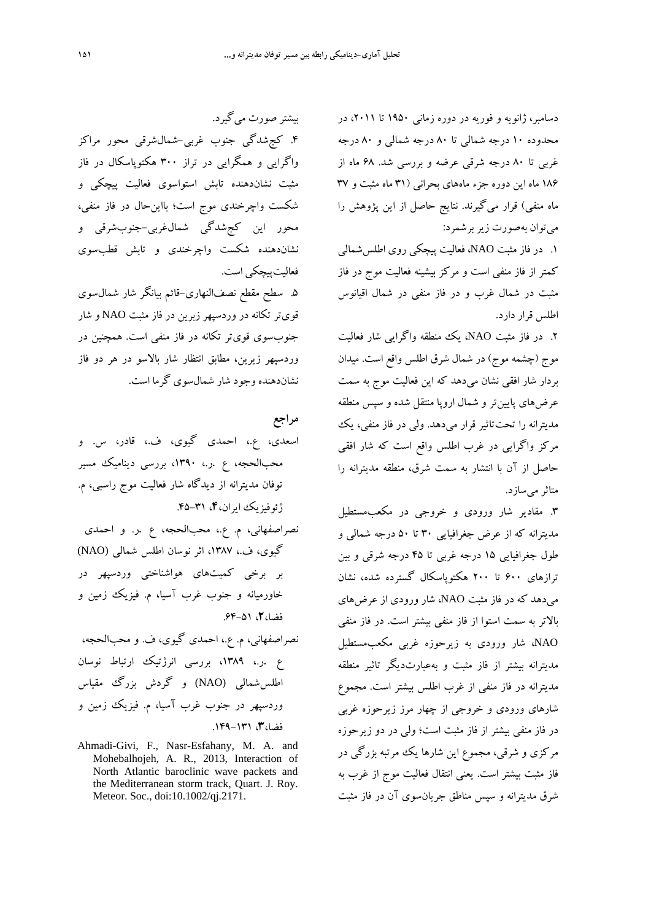دسامبر، ژانویه و فوریه در دوره زمانی ۱۹۵۰ تا ۲۰۱۱، در محدوده ۱۰ درجه شمالی تا ۸۰ درجه شمالی و ۸۰ درجه غربی تا ۸۰ درجه شرقی عرضه و بررسی شد. ۶۸ ماه از ۱۸۶ ماه این دوره جزء ماه‌های بحرانی (۳۱ ماه مثبت و ۳۷ ماه منفی) قرار می‌گیرند. نتایج حاصل از این پژوهش را می‌توان به‌صورت زیر برشمرد:

۱. در فاز مثبت NAO، فعالیت پیچکی روی اطلس‌شمالی کمتر از فاز منفی است و مرکز بیشینه فعالیت موج در فاز مثبت در شمال غرب و در فاز منفی در شمال اقیانوس اطلس قرار دارد.

۲. در فاز مثبت NAO، یک منطقه واگرایی شار فعالیت موج (چشمه موج) در شمال شرق اطلس واقع است. میدان بردار شار افقی نشان می‌دهد که این فعالیت موج به سمت عرض‌های پایین‌تر و شمال اروپا منتقل شده و سپس منطقه مدیترانه را تحت‌تاثیر قرار می‌دهد. ولی در فاز منفی، یک مرکز واگرایی در غرب اطلس واقع است که شار افقی حاصل از آن با انتشار به سمت شرق، منطقه مدیترانه را متاثر می‌سازد.

۳. مقادیر شار ورودی و خروجی در مکعب‌مستطیل مدیترانه که از عرض جغرافیایی ۳۰ تا ۵۰ درجه شمالی و طول جغرافیایی ۱۵ درجه غربی تا ۴۵ درجه شرقی و بین ترازهای ۶۰۰ تا ۲۰۰ هکتوپاسکال گسترده شده، نشان می‌دهد که در فاز مثبت NAO، شار ورودی از عرض‌های بالاتر به سمت استوا از فاز منفی بیشتر است. در فاز منفی NAO، شار ورودی به زیرحوزه غربی مکعب‌مستطیل مدیترانه بیشتر از فاز مثبت و به‌عبارت‌دیگر تاثیر منطقه مدیترانه در فاز منفی از غرب اطلس بیشتر است. مجموع شارهای ورودی و خروجی از چهار مرز زیرحوزه غربی در فاز منفی بیشتر از فاز مثبت است؛ ولی در دو زیرحوزه مرکزی و شرقی، مجموع این شارها یک مرتبه بزرگی در فاز مثبت بیشتر است. یعنی انتقال فعالیت موج از غرب به شرق مدیترانه و سپس مناطق جریان‌سوی آن در فاز مثبت بیشتر صورت می‌گیرد.

۴. کج‌شدگی جنوب غربی–شمال‌شرقی محور مراکز واگرایی و همگرایی در تراز ۳۰۰ هکتوپاسکال در فاز مثبت نشان‌دهنده تابش استواسوی فعالیت پیچکی و شکست واچرخندی موج است؛ بااین‌حال در فاز منفی، محور این کج‌شدگی شمال‌غربی–جنوب‌شرقی و نشان‌دهنده شکست واچرخندی و تابش قطب‌سوی فعالیت‌پیچکی است.

۵. سطح مقطع نصف‌النهاری–قائم بیانگر شار شمال‌سوی قوی‌تر تکانه در وردسپهر زبرین در فاز مثبت NAO و شار جنوب‌سوی قوی‌تر تکانه در فاز منفی است. همچنین در وردسپهر زیرین، مطابق انتظار شار بالاسو در هر دو فاز نشان‌دهنده وجود شار شمال‌سوی گرما است.

## مراجع

اسعدی، ع.، احمدی گیوی، ف.، قادر، س. و محب‌الحجه، ع .ر.، ۱۳۹۰، بررسی دینامیک مسیر توفان مدیترانه از دیدگاه شار فعالیت موج راسبی، م. ژئوفیزیک ایران، **۴**، ۳۱–۴۵.

نصراصفهانی، م. ع.، محب‌الحجه، ع .ر. و احمدی گیوی، ف.، ۱۳۸۷، اثر نوسان اطلس شمالی (NAO) بر برخی کمیت‌های هواشناختی وردسپهر در خاورمیانه و جنوب غرب آسیا، م. فیزیک زمین و فضا، **۲**، ۵۱–۶۴.

نصراصفهانی، م. ع.، احمدی گیوی، ف. و محب‌الحجه، ع .ر.، ۱۳۸۹، بررسی انرژتیک ارتباط نوسان اطلس‌شمالی (NAO) و گردش بزرگ مقیاس وردسپهر در جنوب غرب آسیا، م. فیزیک زمین و فضا، **۳**، ۱۳۱–۱۴۹.

Ahmadi-Givi, F., Nasr-Esfahany, M. A. and Mohebalhojeh, A. R., 2013, Interaction of North Atlantic baroclinic wave packets and the Mediterranean storm track, Quart. J. Roy. Meteor. Soc., doi:10.1002/qj.2171.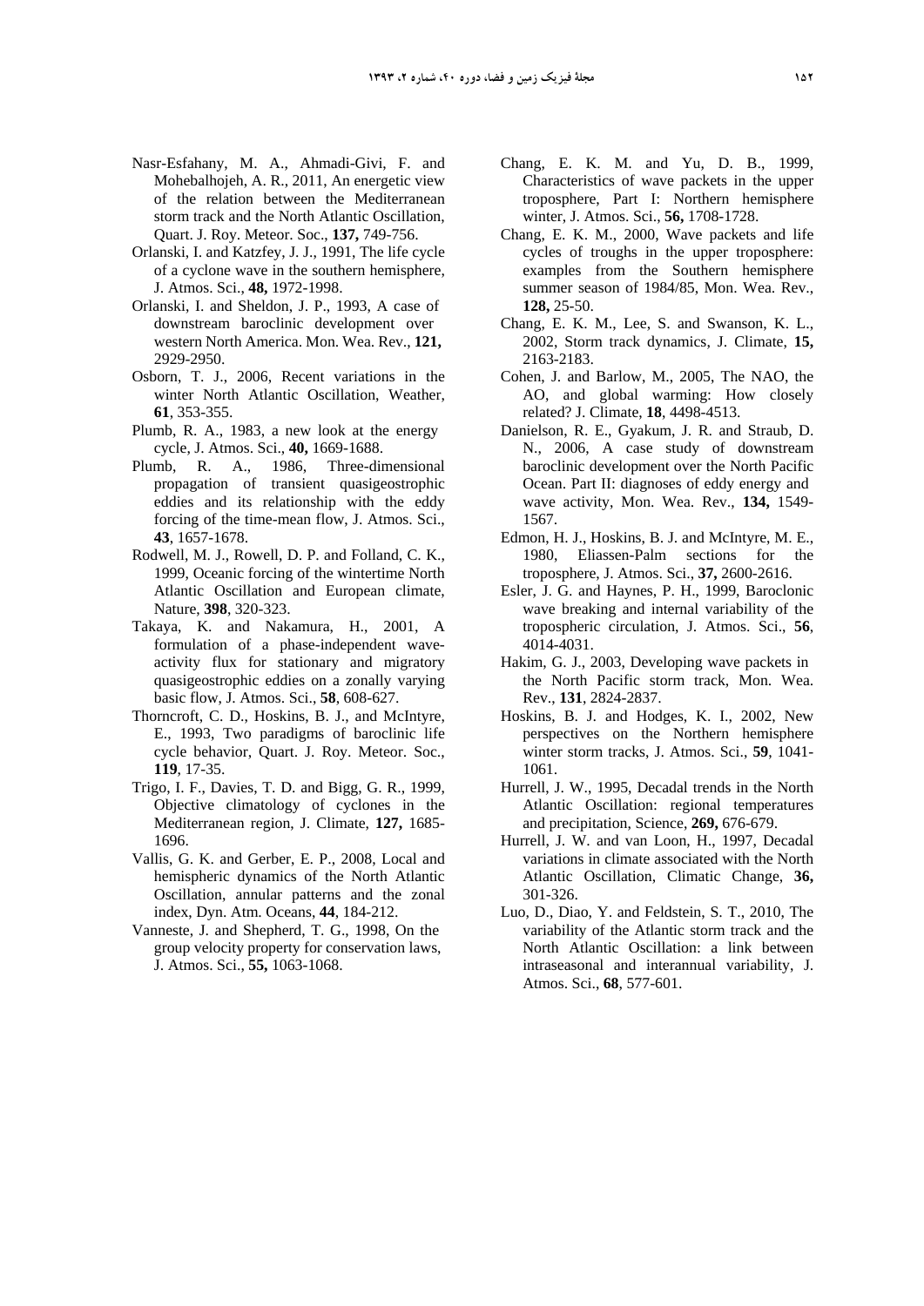Nasr-Esfahany, M. A., Ahmadi-Givi, F. and Mohebalhojeh, A. R., 2011, An energetic view of the relation between the Mediterranean storm track and the North Atlantic Oscillation, Quart. J. Roy. Meteor. Soc., **137,** 749-756.

Orlanski, I. and Katzfey, J. J., 1991, The life cycle of a cyclone wave in the southern hemisphere, J. Atmos. Sci., **48,** 1972-1998.

Orlanski, I. and Sheldon, J. P., 1993, A case of downstream baroclinic development over western North America. Mon. Wea. Rev., **121,** 2929-2950.

Osborn, T. J., 2006, Recent variations in the winter North Atlantic Oscillation, Weather, **61**, 353-355.

Plumb, R. A., 1983, a new look at the energy cycle, J. Atmos. Sci., **40,** 1669-1688.

Plumb, R. A., 1986, Three-dimensional propagation of transient quasigeostrophic eddies and its relationship with the eddy forcing of the time-mean flow, J. Atmos. Sci., **43**, 1657-1678.

Rodwell, M. J., Rowell, D. P. and Folland, C. K., 1999, Oceanic forcing of the wintertime North Atlantic Oscillation and European climate, Nature, **398**, 320-323.

Takaya, K. and Nakamura, H., 2001, A formulation of a phase-independent wave-activity flux for stationary and migratory quasigeostrophic eddies on a zonally varying basic flow, J. Atmos. Sci., **58**, 608-627.

Thorncroft, C. D., Hoskins, B. J., and McIntyre, E., 1993, Two paradigms of baroclinic life cycle behavior, Quart. J. Roy. Meteor. Soc., **119**, 17-35.

Trigo, I. F., Davies, T. D. and Bigg, G. R., 1999, Objective climatology of cyclones in the Mediterranean region, J. Climate, **127,** 1685-1696.

Vallis, G. K. and Gerber, E. P., 2008, Local and hemispheric dynamics of the North Atlantic Oscillation, annular patterns and the zonal index, Dyn. Atm. Oceans, **44**, 184-212.

Vanneste, J. and Shepherd, T. G., 1998, On the group velocity property for conservation laws, J. Atmos. Sci., **55,** 1063-1068.

Chang, E. K. M. and Yu, D. B., 1999, Characteristics of wave packets in the upper troposphere, Part I: Northern hemisphere winter, J. Atmos. Sci., **56,** 1708-1728.

Chang, E. K. M., 2000, Wave packets and life cycles of troughs in the upper troposphere: examples from the Southern hemisphere summer season of 1984/85, Mon. Wea. Rev., **128,** 25-50.

Chang, E. K. M., Lee, S. and Swanson, K. L., 2002, Storm track dynamics, J. Climate, **15,** 2163-2183.

Cohen, J. and Barlow, M., 2005, The NAO, the AO, and global warming: How closely related? J. Climate, **18**, 4498-4513.

Danielson, R. E., Gyakum, J. R. and Straub, D. N., 2006, A case study of downstream baroclinic development over the North Pacific Ocean. Part II: diagnoses of eddy energy and wave activity, Mon. Wea. Rev., **134,** 1549-1567.

Edmon, H. J., Hoskins, B. J. and McIntyre, M. E., 1980, Eliassen-Palm sections for the troposphere, J. Atmos. Sci., **37,** 2600-2616.

Esler, J. G. and Haynes, P. H., 1999, Baroclonic wave breaking and internal variability of the tropospheric circulation, J. Atmos. Sci., **56**, 4014-4031.

Hakim, G. J., 2003, Developing wave packets in the North Pacific storm track, Mon. Wea. Rev., **131**, 2824-2837.

Hoskins, B. J. and Hodges, K. I., 2002, New perspectives on the Northern hemisphere winter storm tracks, J. Atmos. Sci., **59**, 1041-1061.

Hurrell, J. W., 1995, Decadal trends in the North Atlantic Oscillation: regional temperatures and precipitation, Science, **269,** 676-679.

Hurrell, J. W. and van Loon, H., 1997, Decadal variations in climate associated with the North Atlantic Oscillation, Climatic Change, **36,** 301-326.

Luo, D., Diao, Y. and Feldstein, S. T., 2010, The variability of the Atlantic storm track and the North Atlantic Oscillation: a link between intraseasonal and interannual variability, J. Atmos. Sci., **68**, 577-601.